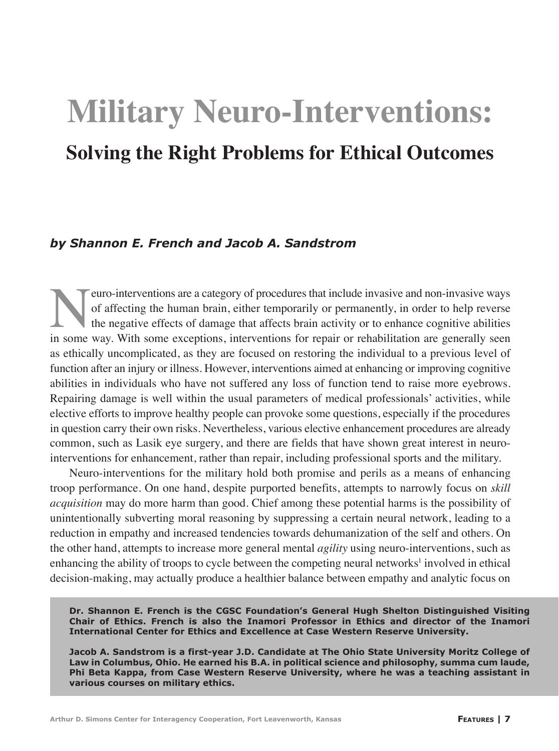# Military Neuro-Interventions:

## Solving the Right Problems for Ethical Outcomes

***by Shannon E. French and Jacob A. Sandstrom***

Neuro-interventions are a category of procedures that include invasive and non-invasive ways of affecting the human brain, either temporarily or permanently, in order to help reverse the negative effects of damage that affects brain activity or to enhance cognitive abilities in some way. With some exceptions, interventions for repair or rehabilitation are generally seen as ethically uncomplicated, as they are focused on restoring the individual to a previous level of function after an injury or illness. However, interventions aimed at enhancing or improving cognitive abilities in individuals who have not suffered any loss of function tend to raise more eyebrows. Repairing damage is well within the usual parameters of medical professionals' activities, while elective efforts to improve healthy people can provoke some questions, especially if the procedures in question carry their own risks. Nevertheless, various elective enhancement procedures are already common, such as Lasik eye surgery, and there are fields that have shown great interest in neuro-interventions for enhancement, rather than repair, including professional sports and the military.

Neuro-interventions for the military hold both promise and perils as a means of enhancing troop performance. On one hand, despite purported benefits, attempts to narrowly focus on *skill acquisition* may do more harm than good. Chief among these potential harms is the possibility of unintentionally subverting moral reasoning by suppressing a certain neural network, leading to a reduction in empathy and increased tendencies towards dehumanization of the self and others. On the other hand, attempts to increase more general mental *agility* using neuro-interventions, such as enhancing the ability of troops to cycle between the competing neural networks[1] involved in ethical decision-making, may actually produce a healthier balance between empathy and analytic focus on

**Dr. Shannon E. French is the CGSC Foundation's General Hugh Shelton Distinguished Visiting Chair of Ethics. French is also the Inamori Professor in Ethics and director of the Inamori International Center for Ethics and Excellence at Case Western Reserve University.**

**Jacob A. Sandstrom is a first-year J.D. Candidate at The Ohio State University Moritz College of Law in Columbus, Ohio. He earned his B.A. in political science and philosophy, summa cum laude, Phi Beta Kappa, from Case Western Reserve University, where he was a teaching assistant in various courses on military ethics.**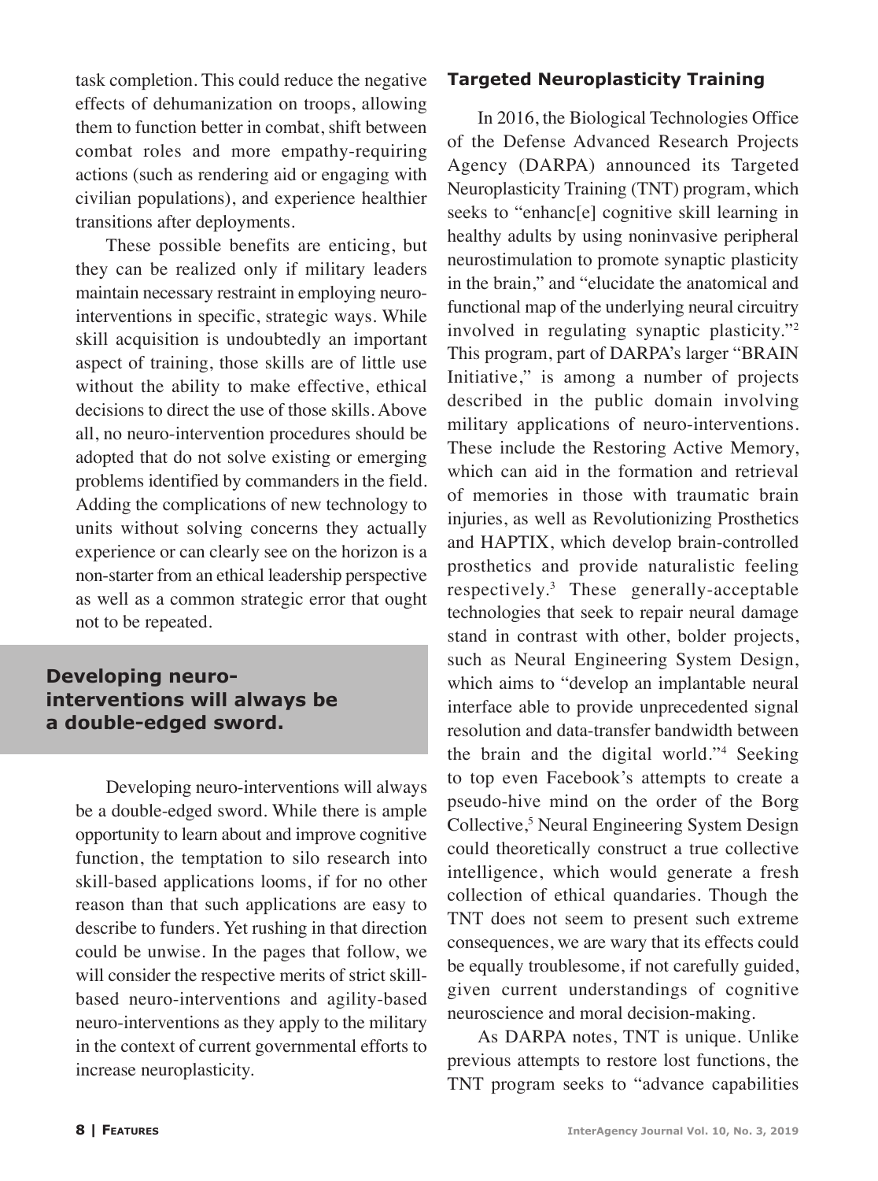task completion. This could reduce the negative effects of dehumanization on troops, allowing them to function better in combat, shift between combat roles and more empathy-requiring actions (such as rendering aid or engaging with civilian populations), and experience healthier transitions after deployments.

These possible benefits are enticing, but they can be realized only if military leaders maintain necessary restraint in employing neuro-interventions in specific, strategic ways. While skill acquisition is undoubtedly an important aspect of training, those skills are of little use without the ability to make effective, ethical decisions to direct the use of those skills. Above all, no neuro-intervention procedures should be adopted that do not solve existing or emerging problems identified by commanders in the field. Adding the complications of new technology to units without solving concerns they actually experience or can clearly see on the horizon is a non-starter from an ethical leadership perspective as well as a common strategic error that ought not to be repeated.

**Developing neuro-interventions will always be a double-edged sword.**

Developing neuro-interventions will always be a double-edged sword. While there is ample opportunity to learn about and improve cognitive function, the temptation to silo research into skill-based applications looms, if for no other reason than that such applications are easy to describe to funders. Yet rushing in that direction could be unwise. In the pages that follow, we will consider the respective merits of strict skill-based neuro-interventions and agility-based neuro-interventions as they apply to the military in the context of current governmental efforts to increase neuroplasticity.

### Targeted Neuroplasticity Training

In 2016, the Biological Technologies Office of the Defense Advanced Research Projects Agency (DARPA) announced its Targeted Neuroplasticity Training (TNT) program, which seeks to "enhanc[e] cognitive skill learning in healthy adults by using noninvasive peripheral neurostimulation to promote synaptic plasticity in the brain," and "elucidate the anatomical and functional map of the underlying neural circuitry involved in regulating synaptic plasticity."[2] This program, part of DARPA's larger "BRAIN Initiative," is among a number of projects described in the public domain involving military applications of neuro-interventions. These include the Restoring Active Memory, which can aid in the formation and retrieval of memories in those with traumatic brain injuries, as well as Revolutionizing Prosthetics and HAPTIX, which develop brain-controlled prosthetics and provide naturalistic feeling respectively.[3] These generally-acceptable technologies that seek to repair neural damage stand in contrast with other, bolder projects, such as Neural Engineering System Design, which aims to "develop an implantable neural interface able to provide unprecedented signal resolution and data-transfer bandwidth between the brain and the digital world."[4] Seeking to top even Facebook's attempts to create a pseudo-hive mind on the order of the Borg Collective,[5] Neural Engineering System Design could theoretically construct a true collective intelligence, which would generate a fresh collection of ethical quandaries. Though the TNT does not seem to present such extreme consequences, we are wary that its effects could be equally troublesome, if not carefully guided, given current understandings of cognitive neuroscience and moral decision-making.

As DARPA notes, TNT is unique. Unlike previous attempts to restore lost functions, the TNT program seeks to "advance capabilities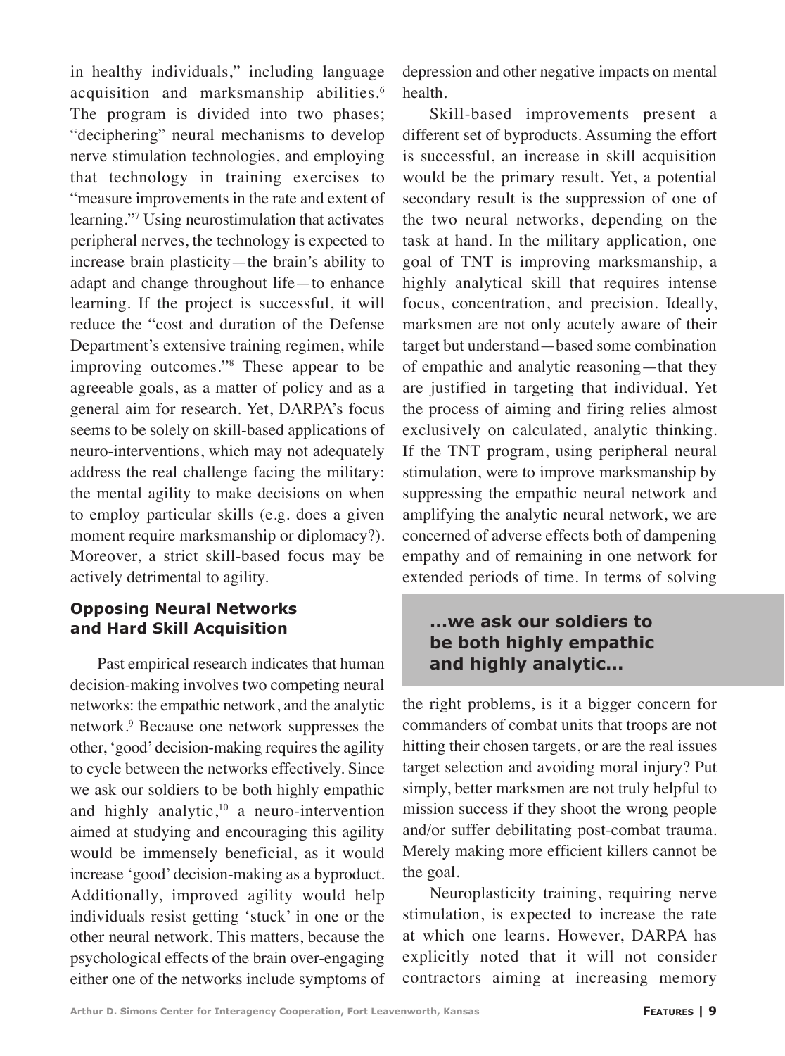in healthy individuals," including language acquisition and marksmanship abilities.[6] The program is divided into two phases; "deciphering" neural mechanisms to develop nerve stimulation technologies, and employing that technology in training exercises to "measure improvements in the rate and extent of learning."[7] Using neurostimulation that activates peripheral nerves, the technology is expected to increase brain plasticity—the brain's ability to adapt and change throughout life—to enhance learning. If the project is successful, it will reduce the "cost and duration of the Defense Department's extensive training regimen, while improving outcomes."[8] These appear to be agreeable goals, as a matter of policy and as a general aim for research. Yet, DARPA's focus seems to be solely on skill-based applications of neuro-interventions, which may not adequately address the real challenge facing the military: the mental agility to make decisions on when to employ particular skills (e.g. does a given moment require marksmanship or diplomacy?). Moreover, a strict skill-based focus may be actively detrimental to agility.

## Opposing Neural Networks and Hard Skill Acquisition

Past empirical research indicates that human decision-making involves two competing neural networks: the empathic network, and the analytic network.[9] Because one network suppresses the other, 'good' decision-making requires the agility to cycle between the networks effectively. Since we ask our soldiers to be both highly empathic and highly analytic,[10] a neuro-intervention aimed at studying and encouraging this agility would be immensely beneficial, as it would increase 'good' decision-making as a byproduct. Additionally, improved agility would help individuals resist getting 'stuck' in one or the other neural network. This matters, because the psychological effects of the brain over-engaging either one of the networks include symptoms of depression and other negative impacts on mental health.

Skill-based improvements present a different set of byproducts. Assuming the effort is successful, an increase in skill acquisition would be the primary result. Yet, a potential secondary result is the suppression of one of the two neural networks, depending on the task at hand. In the military application, one goal of TNT is improving marksmanship, a highly analytical skill that requires intense focus, concentration, and precision. Ideally, marksmen are not only acutely aware of their target but understand—based some combination of empathic and analytic reasoning—that they are justified in targeting that individual. Yet the process of aiming and firing relies almost exclusively on calculated, analytic thinking. If the TNT program, using peripheral neural stimulation, were to improve marksmanship by suppressing the empathic neural network and amplifying the analytic neural network, we are concerned of adverse effects both of dampening empathy and of remaining in one network for extended periods of time. In terms of solving the right problems, is it a bigger concern for commanders of combat units that troops are not hitting their chosen targets, or are the real issues target selection and avoiding moral injury? Put simply, better marksmen are not truly helpful to mission success if they shoot the wrong people and/or suffer debilitating post-combat trauma. Merely making more efficient killers cannot be the goal.

> **...we ask our soldiers to be both highly empathic and highly analytic...**

Neuroplasticity training, requiring nerve stimulation, is expected to increase the rate at which one learns. However, DARPA has explicitly noted that it will not consider contractors aiming at increasing memory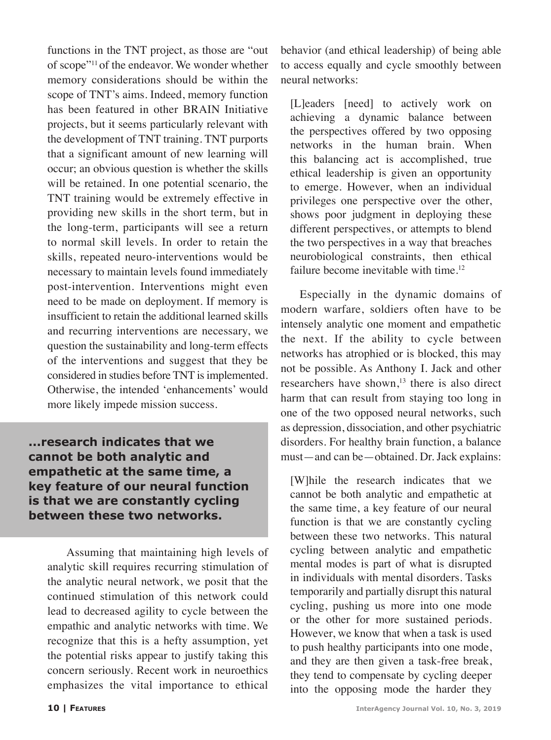functions in the TNT project, as those are "out of scope"[11] of the endeavor. We wonder whether memory considerations should be within the scope of TNT's aims. Indeed, memory function has been featured in other BRAIN Initiative projects, but it seems particularly relevant with the development of TNT training. TNT purports that a significant amount of new learning will occur; an obvious question is whether the skills will be retained. In one potential scenario, the TNT training would be extremely effective in providing new skills in the short term, but in the long-term, participants will see a return to normal skill levels. In order to retain the skills, repeated neuro-interventions would be necessary to maintain levels found immediately post-intervention. Interventions might even need to be made on deployment. If memory is insufficient to retain the additional learned skills and recurring interventions are necessary, we question the sustainability and long-term effects of the interventions and suggest that they be considered in studies before TNT is implemented. Otherwise, the intended 'enhancements' would more likely impede mission success.

**...research indicates that we cannot be both analytic and empathetic at the same time, a key feature of our neural function is that we are constantly cycling between these two networks.**

Assuming that maintaining high levels of analytic skill requires recurring stimulation of the analytic neural network, we posit that the continued stimulation of this network could lead to decreased agility to cycle between the empathic and analytic networks with time. We recognize that this is a hefty assumption, yet the potential risks appear to justify taking this concern seriously. Recent work in neuroethics emphasizes the vital importance to ethical behavior (and ethical leadership) of being able to access equally and cycle smoothly between neural networks:

> [L]eaders [need] to actively work on achieving a dynamic balance between the perspectives offered by two opposing networks in the human brain. When this balancing act is accomplished, true ethical leadership is given an opportunity to emerge. However, when an individual privileges one perspective over the other, shows poor judgment in deploying these different perspectives, or attempts to blend the two perspectives in a way that breaches neurobiological constraints, then ethical failure become inevitable with time.[12]

Especially in the dynamic domains of modern warfare, soldiers often have to be intensely analytic one moment and empathetic the next. If the ability to cycle between networks has atrophied or is blocked, this may not be possible. As Anthony I. Jack and other researchers have shown,[13] there is also direct harm that can result from staying too long in one of the two opposed neural networks, such as depression, dissociation, and other psychiatric disorders. For healthy brain function, a balance must—and can be—obtained. Dr. Jack explains:

> [W]hile the research indicates that we cannot be both analytic and empathetic at the same time, a key feature of our neural function is that we are constantly cycling between these two networks. This natural cycling between analytic and empathetic mental modes is part of what is disrupted in individuals with mental disorders. Tasks temporarily and partially disrupt this natural cycling, pushing us more into one mode or the other for more sustained periods. However, we know that when a task is used to push healthy participants into one mode, and they are then given a task-free break, they tend to compensate by cycling deeper into the opposing mode the harder they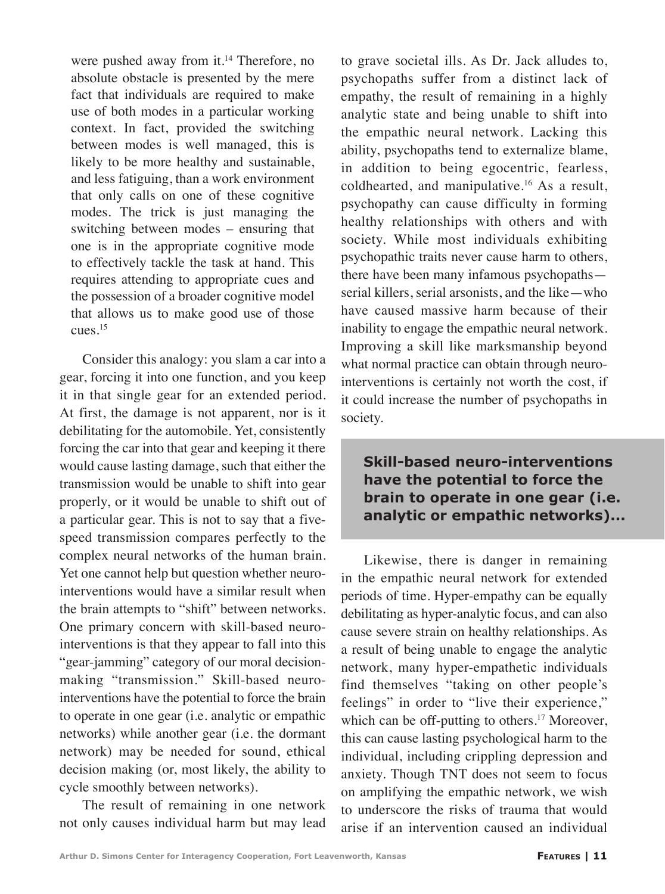were pushed away from it.[14] Therefore, no absolute obstacle is presented by the mere fact that individuals are required to make use of both modes in a particular working context. In fact, provided the switching between modes is well managed, this is likely to be more healthy and sustainable, and less fatiguing, than a work environment that only calls on one of these cognitive modes. The trick is just managing the switching between modes – ensuring that one is in the appropriate cognitive mode to effectively tackle the task at hand. This requires attending to appropriate cues and the possession of a broader cognitive model that allows us to make good use of those cues.[15]

Consider this analogy: you slam a car into a gear, forcing it into one function, and you keep it in that single gear for an extended period. At first, the damage is not apparent, nor is it debilitating for the automobile. Yet, consistently forcing the car into that gear and keeping it there would cause lasting damage, such that either the transmission would be unable to shift into gear properly, or it would be unable to shift out of a particular gear. This is not to say that a five-speed transmission compares perfectly to the complex neural networks of the human brain. Yet one cannot help but question whether neuro-interventions would have a similar result when the brain attempts to "shift" between networks. One primary concern with skill-based neuro-interventions is that they appear to fall into this "gear-jamming" category of our moral decision-making "transmission." Skill-based neuro-interventions have the potential to force the brain to operate in one gear (i.e. analytic or empathic networks) while another gear (i.e. the dormant network) may be needed for sound, ethical decision making (or, most likely, the ability to cycle smoothly between networks).

The result of remaining in one network not only causes individual harm but may lead to grave societal ills. As Dr. Jack alludes to, psychopaths suffer from a distinct lack of empathy, the result of remaining in a highly analytic state and being unable to shift into the empathic neural network. Lacking this ability, psychopaths tend to externalize blame, in addition to being egocentric, fearless, coldhearted, and manipulative.[16] As a result, psychopathy can cause difficulty in forming healthy relationships with others and with society. While most individuals exhibiting psychopathic traits never cause harm to others, there have been many infamous psychopaths—serial killers, serial arsonists, and the like—who have caused massive harm because of their inability to engage the empathic neural network. Improving a skill like marksmanship beyond what normal practice can obtain through neuro-interventions is certainly not worth the cost, if it could increase the number of psychopaths in society.

> **Skill-based neuro-interventions have the potential to force the brain to operate in one gear (i.e. analytic or empathic networks)...**

Likewise, there is danger in remaining in the empathic neural network for extended periods of time. Hyper-empathy can be equally debilitating as hyper-analytic focus, and can also cause severe strain on healthy relationships. As a result of being unable to engage the analytic network, many hyper-empathetic individuals find themselves "taking on other people's feelings" in order to "live their experience," which can be off-putting to others.[17] Moreover, this can cause lasting psychological harm to the individual, including crippling depression and anxiety. Though TNT does not seem to focus on amplifying the empathic network, we wish to underscore the risks of trauma that would arise if an intervention caused an individual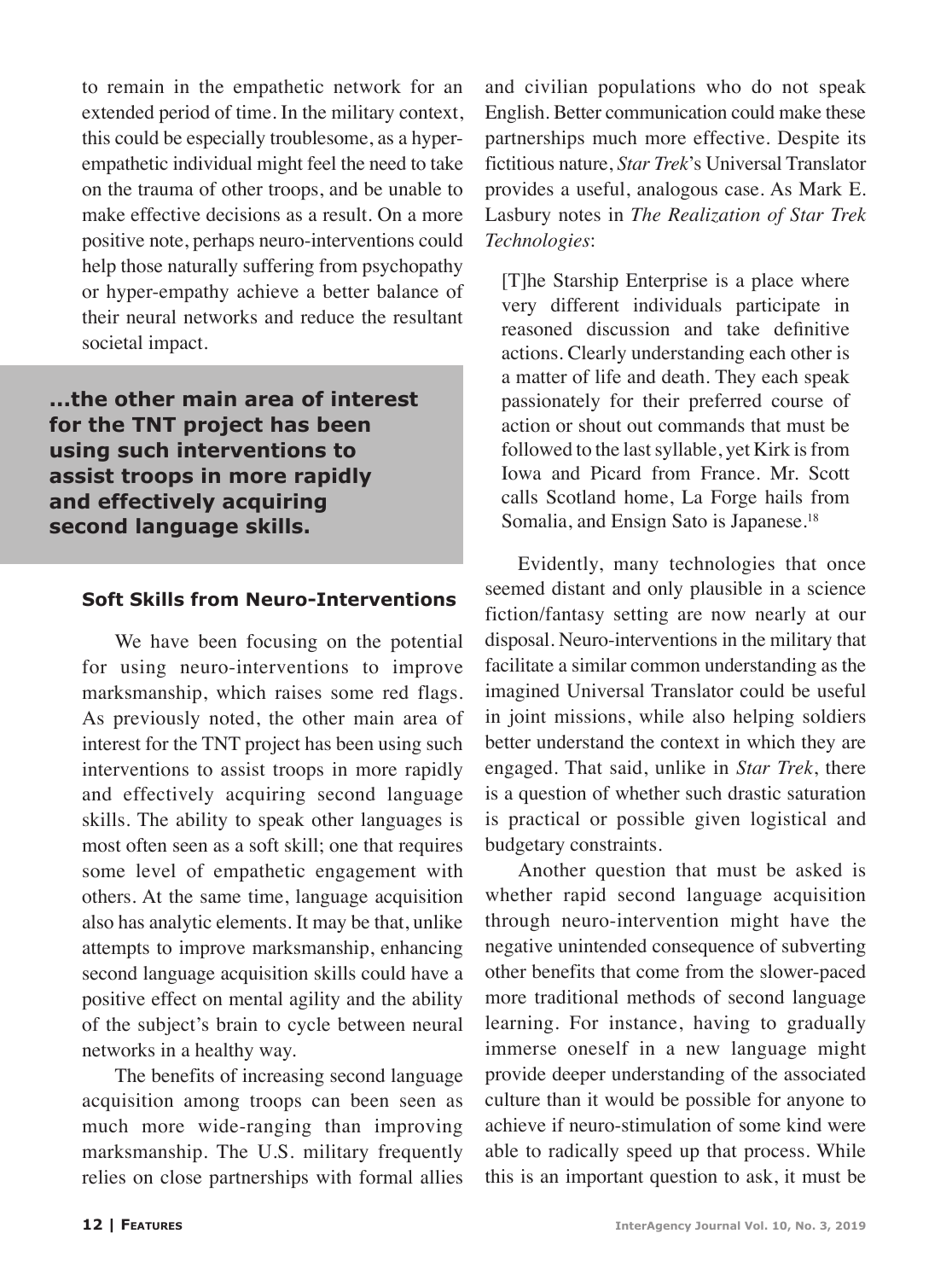to remain in the empathetic network for an extended period of time. In the military context, this could be especially troublesome, as a hyper-empathetic individual might feel the need to take on the trauma of other troops, and be unable to make effective decisions as a result. On a more positive note, perhaps neuro-interventions could help those naturally suffering from psychopathy or hyper-empathy achieve a better balance of their neural networks and reduce the resultant societal impact.

> **...the other main area of interest for the TNT project has been using such interventions to assist troops in more rapidly and effectively acquiring second language skills.**

### Soft Skills from Neuro-Interventions

We have been focusing on the potential for using neuro-interventions to improve marksmanship, which raises some red flags. As previously noted, the other main area of interest for the TNT project has been using such interventions to assist troops in more rapidly and effectively acquiring second language skills. The ability to speak other languages is most often seen as a soft skill; one that requires some level of empathetic engagement with others. At the same time, language acquisition also has analytic elements. It may be that, unlike attempts to improve marksmanship, enhancing second language acquisition skills could have a positive effect on mental agility and the ability of the subject's brain to cycle between neural networks in a healthy way.

The benefits of increasing second language acquisition among troops can been seen as much more wide-ranging than improving marksmanship. The U.S. military frequently relies on close partnerships with formal allies and civilian populations who do not speak English. Better communication could make these partnerships much more effective. Despite its fictitious nature, *Star Trek*'s Universal Translator provides a useful, analogous case. As Mark E. Lasbury notes in *The Realization of Star Trek Technologies*:

> [T]he Starship Enterprise is a place where very different individuals participate in reasoned discussion and take definitive actions. Clearly understanding each other is a matter of life and death. They each speak passionately for their preferred course of action or shout out commands that must be followed to the last syllable, yet Kirk is from Iowa and Picard from France. Mr. Scott calls Scotland home, La Forge hails from Somalia, and Ensign Sato is Japanese.[18]

Evidently, many technologies that once seemed distant and only plausible in a science fiction/fantasy setting are now nearly at our disposal. Neuro-interventions in the military that facilitate a similar common understanding as the imagined Universal Translator could be useful in joint missions, while also helping soldiers better understand the context in which they are engaged. That said, unlike in *Star Trek*, there is a question of whether such drastic saturation is practical or possible given logistical and budgetary constraints.

Another question that must be asked is whether rapid second language acquisition through neuro-intervention might have the negative unintended consequence of subverting other benefits that come from the slower-paced more traditional methods of second language learning. For instance, having to gradually immerse oneself in a new language might provide deeper understanding of the associated culture than it would be possible for anyone to achieve if neuro-stimulation of some kind were able to radically speed up that process. While this is an important question to ask, it must be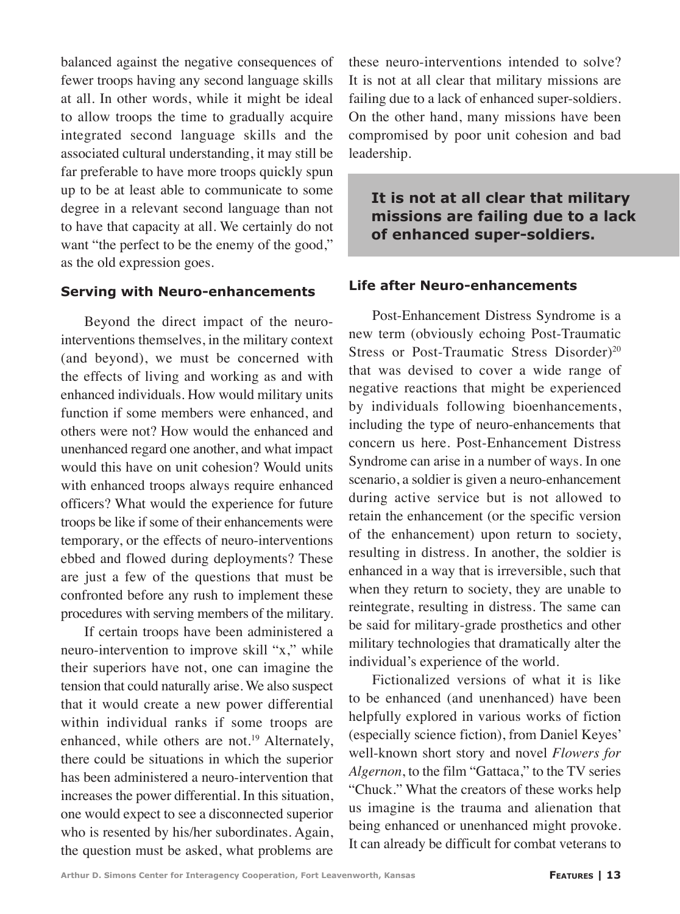balanced against the negative consequences of fewer troops having any second language skills at all. In other words, while it might be ideal to allow troops the time to gradually acquire integrated second language skills and the associated cultural understanding, it may still be far preferable to have more troops quickly spun up to be at least able to communicate to some degree in a relevant second language than not to have that capacity at all. We certainly do not want "the perfect to be the enemy of the good," as the old expression goes.

### Serving with Neuro-enhancements

Beyond the direct impact of the neuro-interventions themselves, in the military context (and beyond), we must be concerned with the effects of living and working as and with enhanced individuals. How would military units function if some members were enhanced, and others were not? How would the enhanced and unenhanced regard one another, and what impact would this have on unit cohesion? Would units with enhanced troops always require enhanced officers? What would the experience for future troops be like if some of their enhancements were temporary, or the effects of neuro-interventions ebbed and flowed during deployments? These are just a few of the questions that must be confronted before any rush to implement these procedures with serving members of the military.

If certain troops have been administered a neuro-intervention to improve skill "x," while their superiors have not, one can imagine the tension that could naturally arise. We also suspect that it would create a new power differential within individual ranks if some troops are enhanced, while others are not.[19] Alternately, there could be situations in which the superior has been administered a neuro-intervention that increases the power differential. In this situation, one would expect to see a disconnected superior who is resented by his/her subordinates. Again, the question must be asked, what problems are these neuro-interventions intended to solve? It is not at all clear that military missions are failing due to a lack of enhanced super-soldiers. On the other hand, many missions have been compromised by poor unit cohesion and bad leadership.

**It is not at all clear that military missions are failing due to a lack of enhanced super-soldiers.**

### Life after Neuro-enhancements

Post-Enhancement Distress Syndrome is a new term (obviously echoing Post-Traumatic Stress or Post-Traumatic Stress Disorder)[20] that was devised to cover a wide range of negative reactions that might be experienced by individuals following bioenhancements, including the type of neuro-enhancements that concern us here. Post-Enhancement Distress Syndrome can arise in a number of ways. In one scenario, a soldier is given a neuro-enhancement during active service but is not allowed to retain the enhancement (or the specific version of the enhancement) upon return to society, resulting in distress. In another, the soldier is enhanced in a way that is irreversible, such that when they return to society, they are unable to reintegrate, resulting in distress. The same can be said for military-grade prosthetics and other military technologies that dramatically alter the individual's experience of the world.

Fictionalized versions of what it is like to be enhanced (and unenhanced) have been helpfully explored in various works of fiction (especially science fiction), from Daniel Keyes' well-known short story and novel *Flowers for Algernon*, to the film "Gattaca," to the TV series "Chuck." What the creators of these works help us imagine is the trauma and alienation that being enhanced or unenhanced might provoke. It can already be difficult for combat veterans to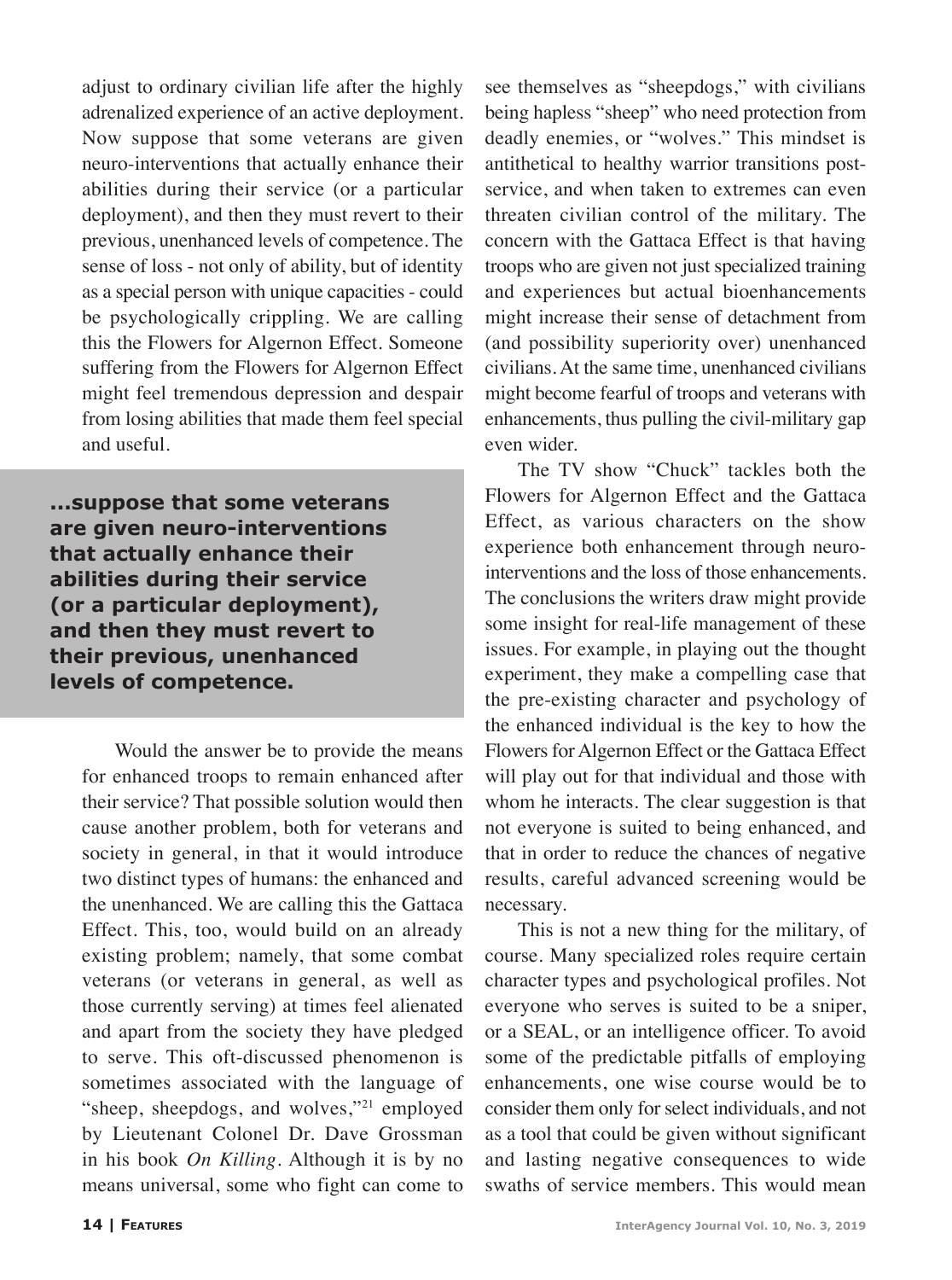adjust to ordinary civilian life after the highly adrenalized experience of an active deployment. Now suppose that some veterans are given neuro-interventions that actually enhance their abilities during their service (or a particular deployment), and then they must revert to their previous, unenhanced levels of competence. The sense of loss - not only of ability, but of identity as a special person with unique capacities - could be psychologically crippling. We are calling this the Flowers for Algernon Effect. Someone suffering from the Flowers for Algernon Effect might feel tremendous depression and despair from losing abilities that made them feel special and useful.

**...suppose that some veterans are given neuro-interventions that actually enhance their abilities during their service (or a particular deployment), and then they must revert to their previous, unenhanced levels of competence.**

Would the answer be to provide the means for enhanced troops to remain enhanced after their service? That possible solution would then cause another problem, both for veterans and society in general, in that it would introduce two distinct types of humans: the enhanced and the unenhanced. We are calling this the Gattaca Effect. This, too, would build on an already existing problem; namely, that some combat veterans (or veterans in general, as well as those currently serving) at times feel alienated and apart from the society they have pledged to serve. This oft-discussed phenomenon is sometimes associated with the language of "sheep, sheepdogs, and wolves,"[21] employed by Lieutenant Colonel Dr. Dave Grossman in his book *On Killing*. Although it is by no means universal, some who fight can come to see themselves as "sheepdogs," with civilians being hapless "sheep" who need protection from deadly enemies, or "wolves." This mindset is antithetical to healthy warrior transitions post-service, and when taken to extremes can even threaten civilian control of the military. The concern with the Gattaca Effect is that having troops who are given not just specialized training and experiences but actual bioenhancements might increase their sense of detachment from (and possibility superiority over) unenhanced civilians. At the same time, unenhanced civilians might become fearful of troops and veterans with enhancements, thus pulling the civil-military gap even wider.

The TV show "Chuck" tackles both the Flowers for Algernon Effect and the Gattaca Effect, as various characters on the show experience both enhancement through neuro-interventions and the loss of those enhancements. The conclusions the writers draw might provide some insight for real-life management of these issues. For example, in playing out the thought experiment, they make a compelling case that the pre-existing character and psychology of the enhanced individual is the key to how the Flowers for Algernon Effect or the Gattaca Effect will play out for that individual and those with whom he interacts. The clear suggestion is that not everyone is suited to being enhanced, and that in order to reduce the chances of negative results, careful advanced screening would be necessary.

This is not a new thing for the military, of course. Many specialized roles require certain character types and psychological profiles. Not everyone who serves is suited to be a sniper, or a SEAL, or an intelligence officer. To avoid some of the predictable pitfalls of employing enhancements, one wise course would be to consider them only for select individuals, and not as a tool that could be given without significant and lasting negative consequences to wide swaths of service members. This would mean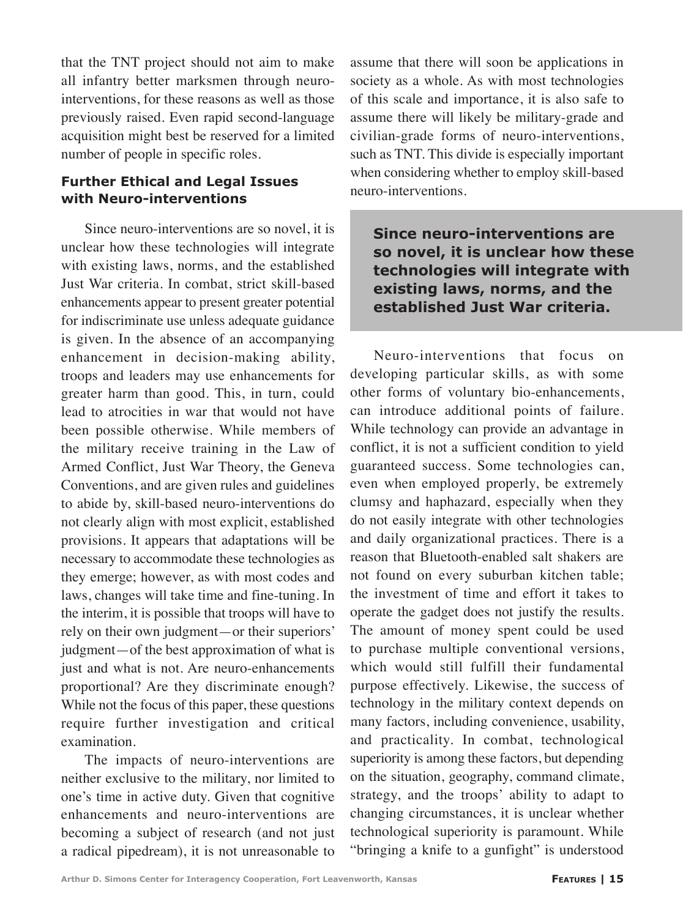that the TNT project should not aim to make all infantry better marksmen through neuro-interventions, for these reasons as well as those previously raised. Even rapid second-language acquisition might best be reserved for a limited number of people in specific roles.

### Further Ethical and Legal Issues with Neuro-interventions

Since neuro-interventions are so novel, it is unclear how these technologies will integrate with existing laws, norms, and the established Just War criteria. In combat, strict skill-based enhancements appear to present greater potential for indiscriminate use unless adequate guidance is given. In the absence of an accompanying enhancement in decision-making ability, troops and leaders may use enhancements for greater harm than good. This, in turn, could lead to atrocities in war that would not have been possible otherwise. While members of the military receive training in the Law of Armed Conflict, Just War Theory, the Geneva Conventions, and are given rules and guidelines to abide by, skill-based neuro-interventions do not clearly align with most explicit, established provisions. It appears that adaptations will be necessary to accommodate these technologies as they emerge; however, as with most codes and laws, changes will take time and fine-tuning. In the interim, it is possible that troops will have to rely on their own judgment—or their superiors' judgment—of the best approximation of what is just and what is not. Are neuro-enhancements proportional? Are they discriminate enough? While not the focus of this paper, these questions require further investigation and critical examination.

The impacts of neuro-interventions are neither exclusive to the military, nor limited to one's time in active duty. Given that cognitive enhancements and neuro-interventions are becoming a subject of research (and not just a radical pipedream), it is not unreasonable to assume that there will soon be applications in society as a whole. As with most technologies of this scale and importance, it is also safe to assume there will likely be military-grade and civilian-grade forms of neuro-interventions, such as TNT. This divide is especially important when considering whether to employ skill-based neuro-interventions.

**Since neuro-interventions are so novel, it is unclear how these technologies will integrate with existing laws, norms, and the established Just War criteria.**

Neuro-interventions that focus on developing particular skills, as with some other forms of voluntary bio-enhancements, can introduce additional points of failure. While technology can provide an advantage in conflict, it is not a sufficient condition to yield guaranteed success. Some technologies can, even when employed properly, be extremely clumsy and haphazard, especially when they do not easily integrate with other technologies and daily organizational practices. There is a reason that Bluetooth-enabled salt shakers are not found on every suburban kitchen table; the investment of time and effort it takes to operate the gadget does not justify the results. The amount of money spent could be used to purchase multiple conventional versions, which would still fulfill their fundamental purpose effectively. Likewise, the success of technology in the military context depends on many factors, including convenience, usability, and practicality. In combat, technological superiority is among these factors, but depending on the situation, geography, command climate, strategy, and the troops' ability to adapt to changing circumstances, it is unclear whether technological superiority is paramount. While "bringing a knife to a gunfight" is understood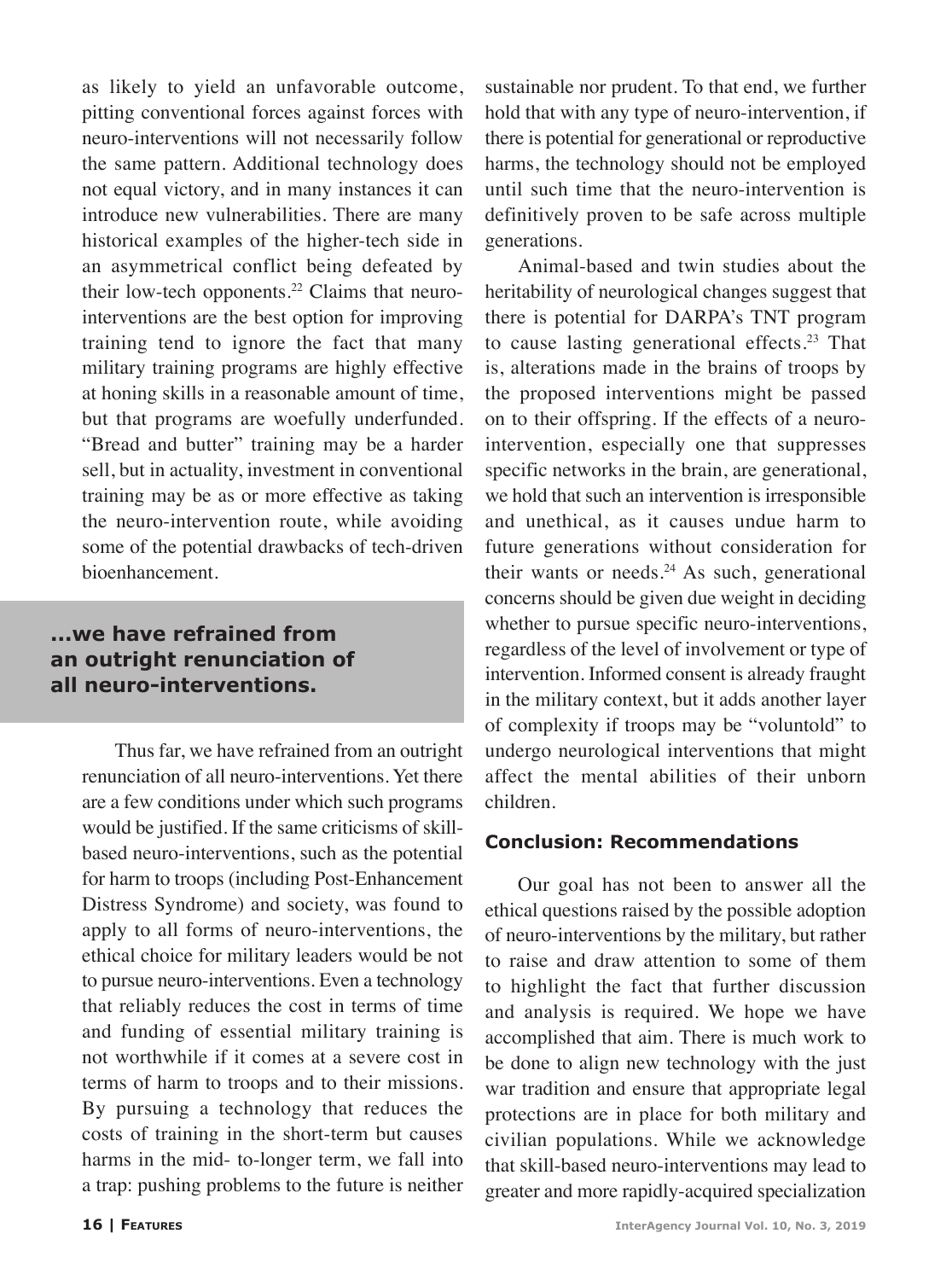as likely to yield an unfavorable outcome, pitting conventional forces against forces with neuro-interventions will not necessarily follow the same pattern. Additional technology does not equal victory, and in many instances it can introduce new vulnerabilities. There are many historical examples of the higher-tech side in an asymmetrical conflict being defeated by their low-tech opponents.[22] Claims that neuro-interventions are the best option for improving training tend to ignore the fact that many military training programs are highly effective at honing skills in a reasonable amount of time, but that programs are woefully underfunded. "Bread and butter" training may be a harder sell, but in actuality, investment in conventional training may be as or more effective as taking the neuro-intervention route, while avoiding some of the potential drawbacks of tech-driven bioenhancement.

**...we have refrained from an outright renunciation of all neuro-interventions.**

Thus far, we have refrained from an outright renunciation of all neuro-interventions. Yet there are a few conditions under which such programs would be justified. If the same criticisms of skill-based neuro-interventions, such as the potential for harm to troops (including Post-Enhancement Distress Syndrome) and society, was found to apply to all forms of neuro-interventions, the ethical choice for military leaders would be not to pursue neuro-interventions. Even a technology that reliably reduces the cost in terms of time and funding of essential military training is not worthwhile if it comes at a severe cost in terms of harm to troops and to their missions. By pursuing a technology that reduces the costs of training in the short-term but causes harms in the mid- to-longer term, we fall into a trap: pushing problems to the future is neither sustainable nor prudent. To that end, we further hold that with any type of neuro-intervention, if there is potential for generational or reproductive harms, the technology should not be employed until such time that the neuro-intervention is definitively proven to be safe across multiple generations.

Animal-based and twin studies about the heritability of neurological changes suggest that there is potential for DARPA's TNT program to cause lasting generational effects.[23] That is, alterations made in the brains of troops by the proposed interventions might be passed on to their offspring. If the effects of a neuro-intervention, especially one that suppresses specific networks in the brain, are generational, we hold that such an intervention is irresponsible and unethical, as it causes undue harm to future generations without consideration for their wants or needs.[24] As such, generational concerns should be given due weight in deciding whether to pursue specific neuro-interventions, regardless of the level of involvement or type of intervention. Informed consent is already fraught in the military context, but it adds another layer of complexity if troops may be "voluntold" to undergo neurological interventions that might affect the mental abilities of their unborn children.

### Conclusion: Recommendations

Our goal has not been to answer all the ethical questions raised by the possible adoption of neuro-interventions by the military, but rather to raise and draw attention to some of them to highlight the fact that further discussion and analysis is required. We hope we have accomplished that aim. There is much work to be done to align new technology with the just war tradition and ensure that appropriate legal protections are in place for both military and civilian populations. While we acknowledge that skill-based neuro-interventions may lead to greater and more rapidly-acquired specialization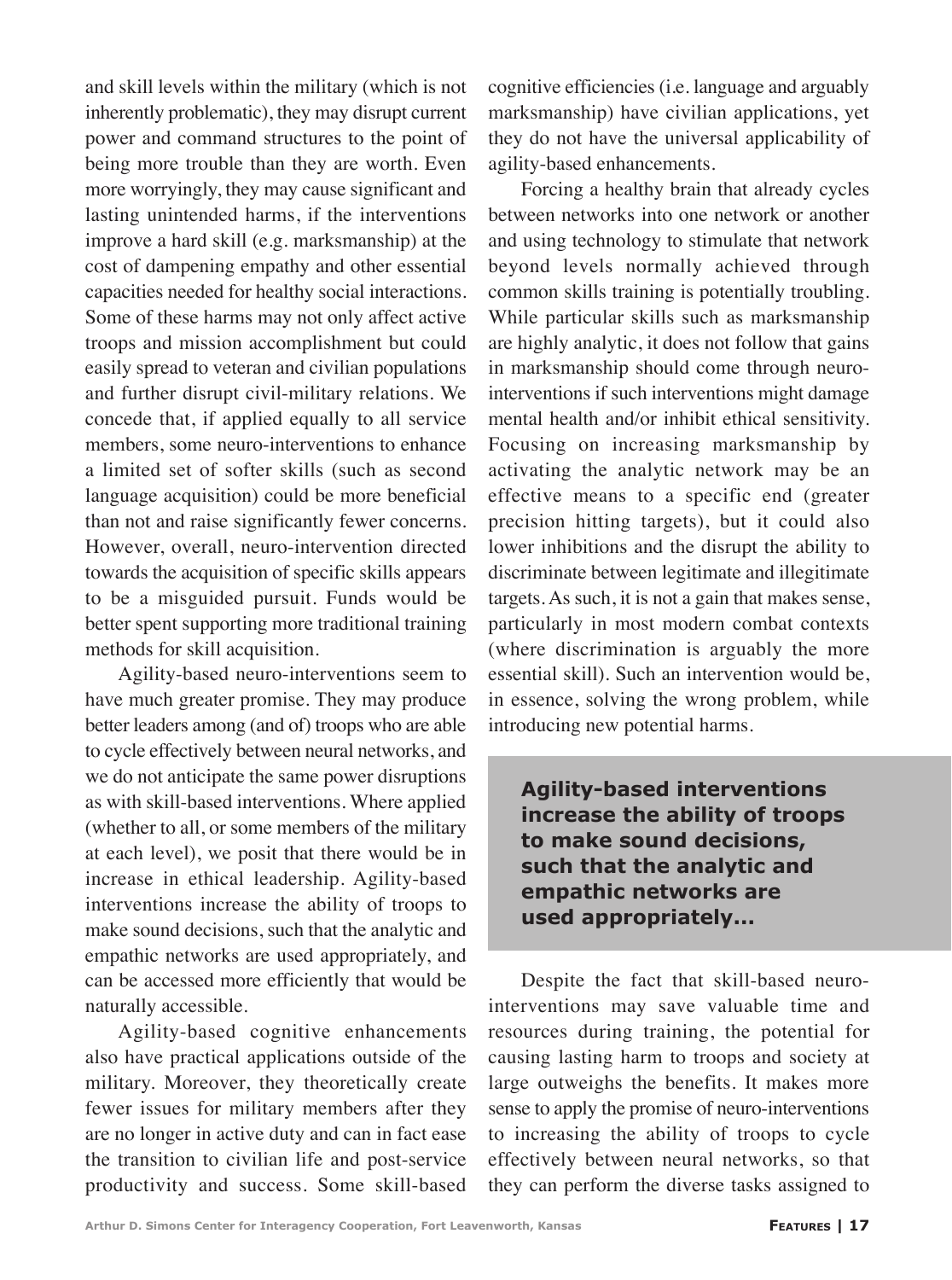and skill levels within the military (which is not inherently problematic), they may disrupt current power and command structures to the point of being more trouble than they are worth. Even more worryingly, they may cause significant and lasting unintended harms, if the interventions improve a hard skill (e.g. marksmanship) at the cost of dampening empathy and other essential capacities needed for healthy social interactions. Some of these harms may not only affect active troops and mission accomplishment but could easily spread to veteran and civilian populations and further disrupt civil-military relations. We concede that, if applied equally to all service members, some neuro-interventions to enhance a limited set of softer skills (such as second language acquisition) could be more beneficial than not and raise significantly fewer concerns. However, overall, neuro-intervention directed towards the acquisition of specific skills appears to be a misguided pursuit. Funds would be better spent supporting more traditional training methods for skill acquisition.

Agility-based neuro-interventions seem to have much greater promise. They may produce better leaders among (and of) troops who are able to cycle effectively between neural networks, and we do not anticipate the same power disruptions as with skill-based interventions. Where applied (whether to all, or some members of the military at each level), we posit that there would be in increase in ethical leadership. Agility-based interventions increase the ability of troops to make sound decisions, such that the analytic and empathic networks are used appropriately, and can be accessed more efficiently that would be naturally accessible.

Agility-based cognitive enhancements also have practical applications outside of the military. Moreover, they theoretically create fewer issues for military members after they are no longer in active duty and can in fact ease the transition to civilian life and post-service productivity and success. Some skill-based cognitive efficiencies (i.e. language and arguably marksmanship) have civilian applications, yet they do not have the universal applicability of agility-based enhancements.

Forcing a healthy brain that already cycles between networks into one network or another and using technology to stimulate that network beyond levels normally achieved through common skills training is potentially troubling. While particular skills such as marksmanship are highly analytic, it does not follow that gains in marksmanship should come through neuro-interventions if such interventions might damage mental health and/or inhibit ethical sensitivity. Focusing on increasing marksmanship by activating the analytic network may be an effective means to a specific end (greater precision hitting targets), but it could also lower inhibitions and the disrupt the ability to discriminate between legitimate and illegitimate targets. As such, it is not a gain that makes sense, particularly in most modern combat contexts (where discrimination is arguably the more essential skill). Such an intervention would be, in essence, solving the wrong problem, while introducing new potential harms.

> **Agility-based interventions increase the ability of troops to make sound decisions, such that the analytic and empathic networks are used appropriately...**

Despite the fact that skill-based neuro-interventions may save valuable time and resources during training, the potential for causing lasting harm to troops and society at large outweighs the benefits. It makes more sense to apply the promise of neuro-interventions to increasing the ability of troops to cycle effectively between neural networks, so that they can perform the diverse tasks assigned to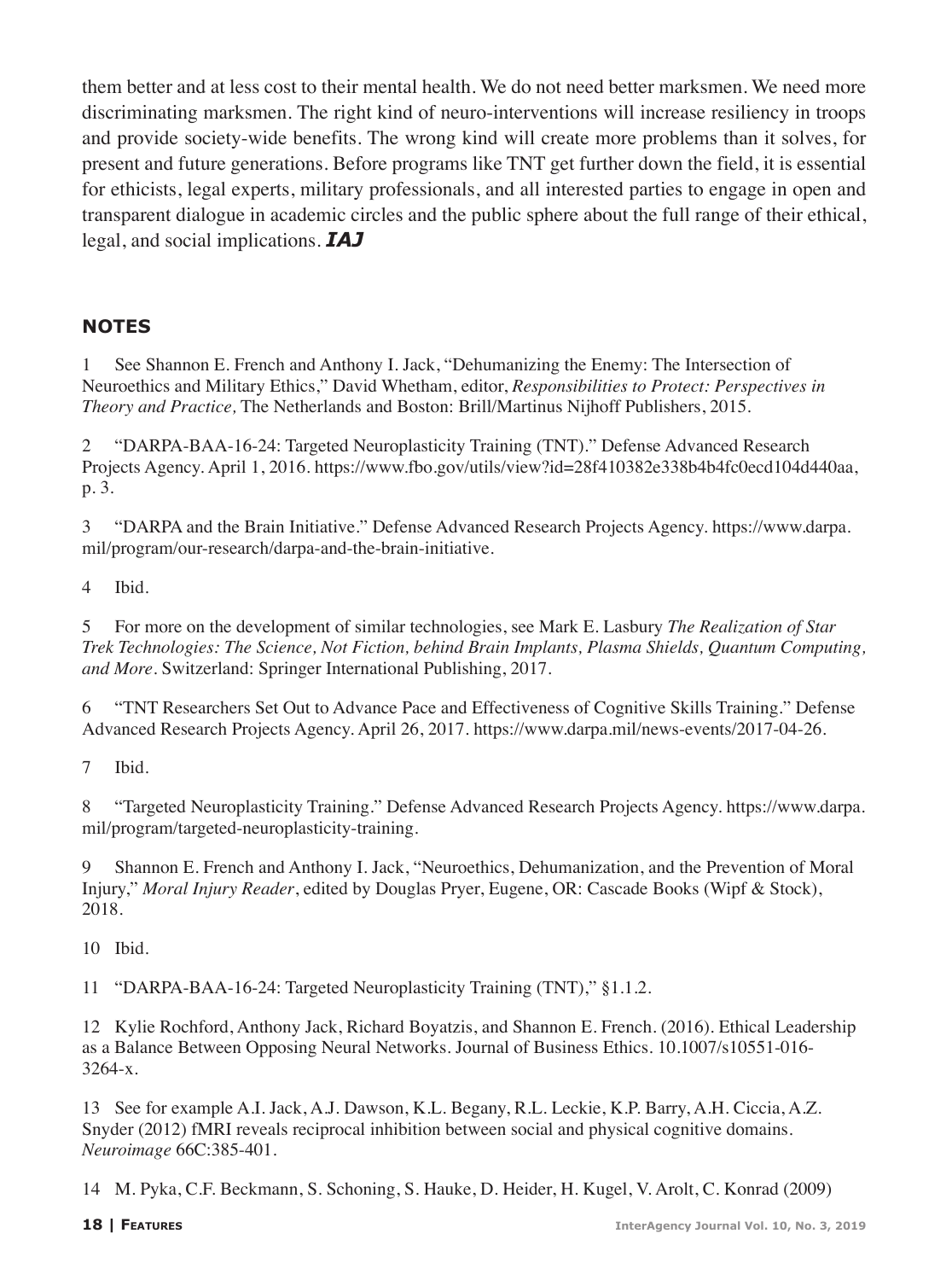them better and at less cost to their mental health. We do not need better marksmen. We need more discriminating marksmen. The right kind of neuro-interventions will increase resiliency in troops and provide society-wide benefits. The wrong kind will create more problems than it solves, for present and future generations. Before programs like TNT get further down the field, it is essential for ethicists, legal experts, military professionals, and all interested parties to engage in open and transparent dialogue in academic circles and the public sphere about the full range of their ethical, legal, and social implications. ***IAJ***

## NOTES

1 See Shannon E. French and Anthony I. Jack, "Dehumanizing the Enemy: The Intersection of Neuroethics and Military Ethics," David Whetham, editor, *Responsibilities to Protect: Perspectives in Theory and Practice,* The Netherlands and Boston: Brill/Martinus Nijhoff Publishers, 2015.

2 "DARPA-BAA-16-24: Targeted Neuroplasticity Training (TNT)." Defense Advanced Research Projects Agency. April 1, 2016. https://www.fbo.gov/utils/view?id=28f410382e338b4b4fc0ecd104d440aa, p. 3.

3 "DARPA and the Brain Initiative." Defense Advanced Research Projects Agency. https://www.darpa.mil/program/our-research/darpa-and-the-brain-initiative.

4 Ibid.

5 For more on the development of similar technologies, see Mark E. Lasbury *The Realization of Star Trek Technologies: The Science, Not Fiction, behind Brain Implants, Plasma Shields, Quantum Computing, and More*. Switzerland: Springer International Publishing, 2017.

6 "TNT Researchers Set Out to Advance Pace and Effectiveness of Cognitive Skills Training." Defense Advanced Research Projects Agency. April 26, 2017. https://www.darpa.mil/news-events/2017-04-26.

7 Ibid.

8 "Targeted Neuroplasticity Training." Defense Advanced Research Projects Agency. https://www.darpa.mil/program/targeted-neuroplasticity-training.

9 Shannon E. French and Anthony I. Jack, "Neuroethics, Dehumanization, and the Prevention of Moral Injury," *Moral Injury Reader*, edited by Douglas Pryer, Eugene, OR: Cascade Books (Wipf & Stock), 2018.

10 Ibid.

11 "DARPA-BAA-16-24: Targeted Neuroplasticity Training (TNT)," §1.1.2.

12 Kylie Rochford, Anthony Jack, Richard Boyatzis, and Shannon E. French. (2016). Ethical Leadership as a Balance Between Opposing Neural Networks. Journal of Business Ethics. 10.1007/s10551-016-3264-x.

13 See for example A.I. Jack, A.J. Dawson, K.L. Begany, R.L. Leckie, K.P. Barry, A.H. Ciccia, A.Z. Snyder (2012) fMRI reveals reciprocal inhibition between social and physical cognitive domains. *Neuroimage* 66C:385-401.

14 M. Pyka, C.F. Beckmann, S. Schoning, S. Hauke, D. Heider, H. Kugel, V. Arolt, C. Konrad (2009)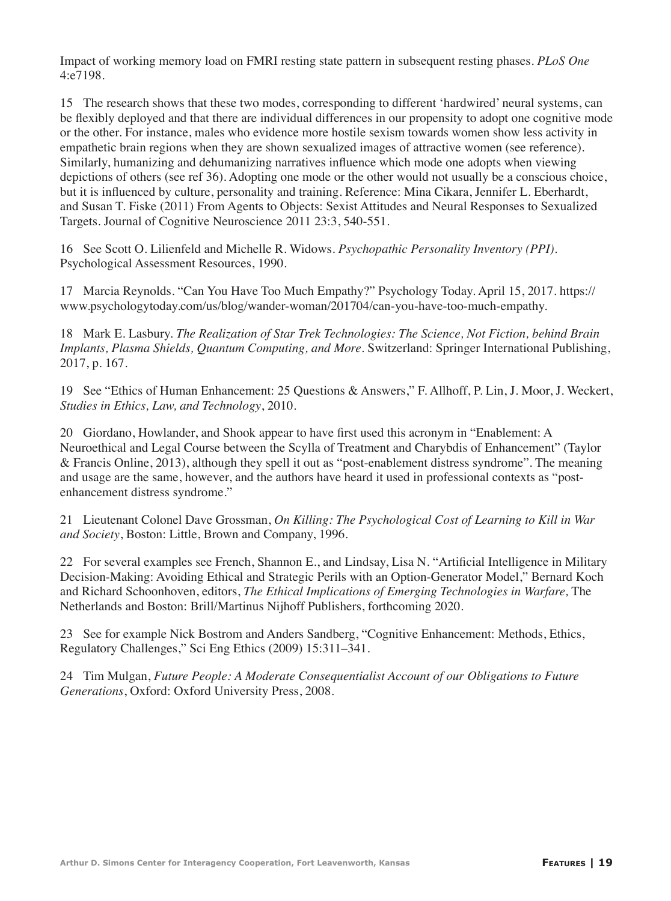Impact of working memory load on FMRI resting state pattern in subsequent resting phases. *PLoS One* 4:e7198.

15 The research shows that these two modes, corresponding to different 'hardwired' neural systems, can be flexibly deployed and that there are individual differences in our propensity to adopt one cognitive mode or the other. For instance, males who evidence more hostile sexism towards women show less activity in empathetic brain regions when they are shown sexualized images of attractive women (see reference). Similarly, humanizing and dehumanizing narratives influence which mode one adopts when viewing depictions of others (see ref 36). Adopting one mode or the other would not usually be a conscious choice, but it is influenced by culture, personality and training. Reference: Mina Cikara, Jennifer L. Eberhardt, and Susan T. Fiske (2011) From Agents to Objects: Sexist Attitudes and Neural Responses to Sexualized Targets. Journal of Cognitive Neuroscience 2011 23:3, 540-551.

16 See Scott O. Lilienfeld and Michelle R. Widows. *Psychopathic Personality Inventory (PPI).* Psychological Assessment Resources, 1990.

17 Marcia Reynolds. "Can You Have Too Much Empathy?" Psychology Today. April 15, 2017. https://www.psychologytoday.com/us/blog/wander-woman/201704/can-you-have-too-much-empathy.

18 Mark E. Lasbury. *The Realization of Star Trek Technologies: The Science, Not Fiction, behind Brain Implants, Plasma Shields, Quantum Computing, and More.* Switzerland: Springer International Publishing, 2017, p. 167.

19 See "Ethics of Human Enhancement: 25 Questions & Answers," F. Allhoff, P. Lin, J. Moor, J. Weckert, *Studies in Ethics, Law, and Technology*, 2010.

20 Giordano, Howlander, and Shook appear to have first used this acronym in "Enablement: A Neuroethical and Legal Course between the Scylla of Treatment and Charybdis of Enhancement" (Taylor & Francis Online, 2013), although they spell it out as "post-enablement distress syndrome". The meaning and usage are the same, however, and the authors have heard it used in professional contexts as "post-enhancement distress syndrome."

21 Lieutenant Colonel Dave Grossman, *On Killing: The Psychological Cost of Learning to Kill in War and Society*, Boston: Little, Brown and Company, 1996.

22 For several examples see French, Shannon E., and Lindsay, Lisa N. "Artificial Intelligence in Military Decision-Making: Avoiding Ethical and Strategic Perils with an Option-Generator Model," Bernard Koch and Richard Schoonhoven, editors, *The Ethical Implications of Emerging Technologies in Warfare,* The Netherlands and Boston: Brill/Martinus Nijhoff Publishers, forthcoming 2020.

23 See for example Nick Bostrom and Anders Sandberg, "Cognitive Enhancement: Methods, Ethics, Regulatory Challenges," Sci Eng Ethics (2009) 15:311–341.

24 Tim Mulgan, *Future People: A Moderate Consequentialist Account of our Obligations to Future Generations*, Oxford: Oxford University Press, 2008.